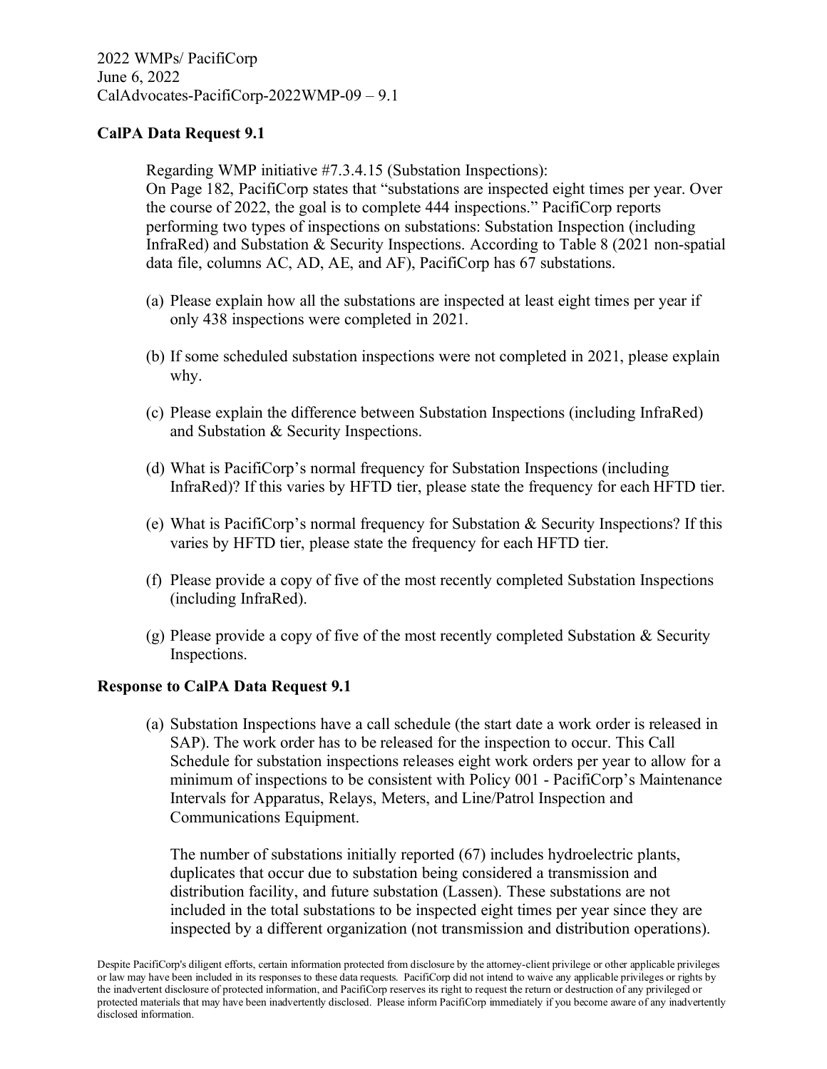2022 WMPs/ PacifiCorp
June 6, 2022
CalAdvocates-PacifiCorp-2022WMP-09 – 9.1

**CalPA Data Request 9.1**

Regarding WMP initiative #7.3.4.15 (Substation Inspections):
On Page 182, PacifiCorp states that "substations are inspected eight times per year. Over the course of 2022, the goal is to complete 444 inspections." PacifiCorp reports performing two types of inspections on substations: Substation Inspection (including InfraRed) and Substation & Security Inspections. According to Table 8 (2021 non-spatial data file, columns AC, AD, AE, and AF), PacifiCorp has 67 substations.

(a) Please explain how all the substations are inspected at least eight times per year if only 438 inspections were completed in 2021.

(b) If some scheduled substation inspections were not completed in 2021, please explain why.

(c) Please explain the difference between Substation Inspections (including InfraRed) and Substation & Security Inspections.

(d) What is PacifiCorp's normal frequency for Substation Inspections (including InfraRed)? If this varies by HFTD tier, please state the frequency for each HFTD tier.

(e) What is PacifiCorp's normal frequency for Substation & Security Inspections? If this varies by HFTD tier, please state the frequency for each HFTD tier.

(f) Please provide a copy of five of the most recently completed Substation Inspections (including InfraRed).

(g) Please provide a copy of five of the most recently completed Substation & Security Inspections.

**Response to CalPA Data Request 9.1**

(a) Substation Inspections have a call schedule (the start date a work order is released in SAP). The work order has to be released for the inspection to occur. This Call Schedule for substation inspections releases eight work orders per year to allow for a minimum of inspections to be consistent with Policy 001 - PacifiCorp's Maintenance Intervals for Apparatus, Relays, Meters, and Line/Patrol Inspection and Communications Equipment.

The number of substations initially reported (67) includes hydroelectric plants, duplicates that occur due to substation being considered a transmission and distribution facility, and future substation (Lassen). These substations are not included in the total substations to be inspected eight times per year since they are inspected by a different organization (not transmission and distribution operations).

Despite PacifiCorp's diligent efforts, certain information protected from disclosure by the attorney-client privilege or other applicable privileges or law may have been included in its responses to these data requests. PacifiCorp did not intend to waive any applicable privileges or rights by the inadvertent disclosure of protected information, and PacifiCorp reserves its right to request the return or destruction of any privileged or protected materials that may have been inadvertently disclosed. Please inform PacifiCorp immediately if you become aware of any inadvertently disclosed information.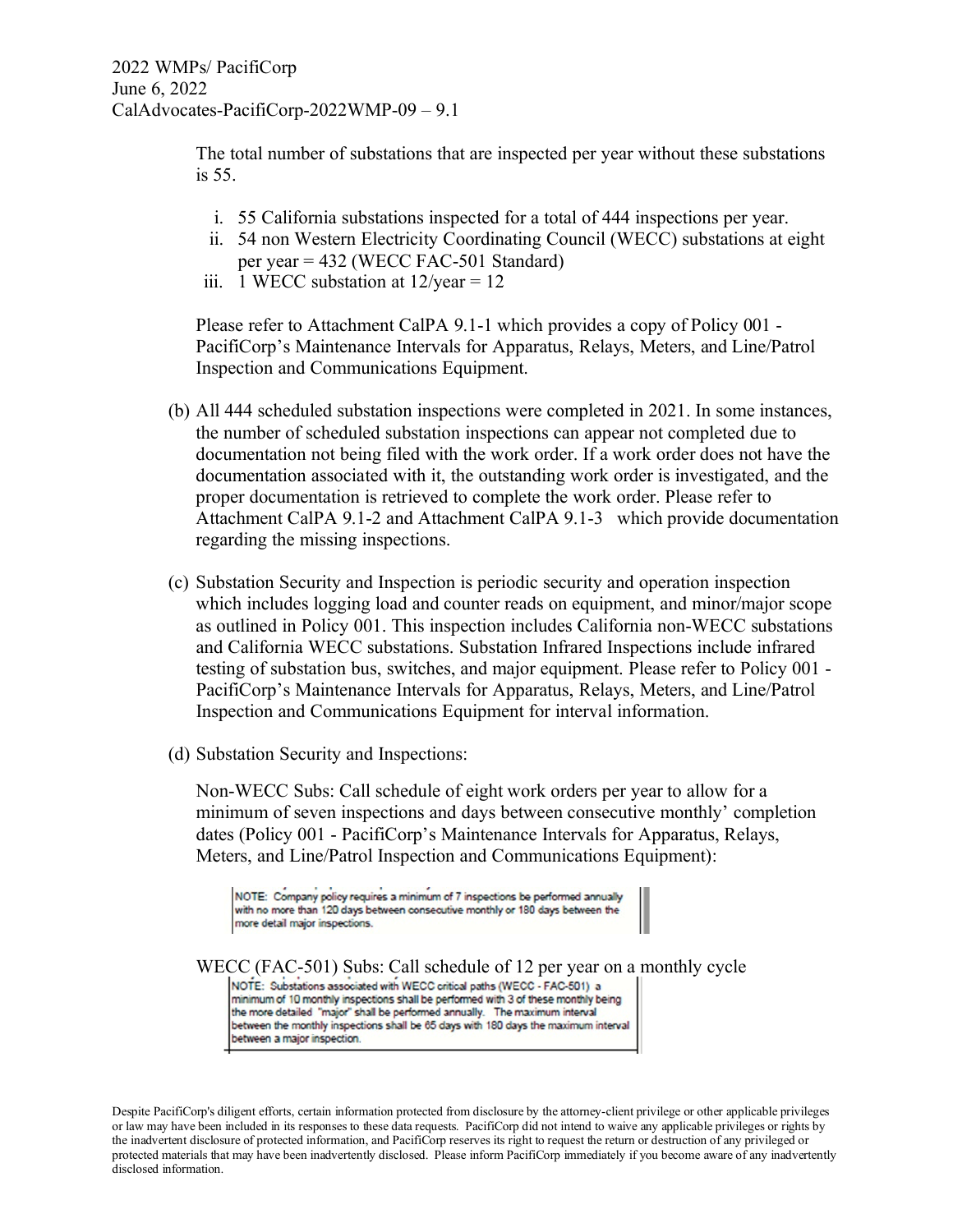The total number of substations that are inspected per year without these substations is 55.

i. 55 California substations inspected for a total of 444 inspections per year.
ii. 54 non Western Electricity Coordinating Council (WECC) substations at eight per year = 432 (WECC FAC-501 Standard)
iii. 1 WECC substation at 12/year = 12

Please refer to Attachment CalPA 9.1-1 which provides a copy of Policy 001 - PacifiCorp's Maintenance Intervals for Apparatus, Relays, Meters, and Line/Patrol Inspection and Communications Equipment.

(b) All 444 scheduled substation inspections were completed in 2021. In some instances, the number of scheduled substation inspections can appear not completed due to documentation not being filed with the work order. If a work order does not have the documentation associated with it, the outstanding work order is investigated, and the proper documentation is retrieved to complete the work order. Please refer to Attachment CalPA 9.1-2 and Attachment CalPA 9.1-3 which provide documentation regarding the missing inspections.

(c) Substation Security and Inspection is periodic security and operation inspection which includes logging load and counter reads on equipment, and minor/major scope as outlined in Policy 001. This inspection includes California non-WECC substations and California WECC substations. Substation Infrared Inspections include infrared testing of substation bus, switches, and major equipment. Please refer to Policy 001 - PacifiCorp's Maintenance Intervals for Apparatus, Relays, Meters, and Line/Patrol Inspection and Communications Equipment for interval information.

(d) Substation Security and Inspections:

Non-WECC Subs: Call schedule of eight work orders per year to allow for a minimum of seven inspections and days between consecutive monthly' completion dates (Policy 001 - PacifiCorp's Maintenance Intervals for Apparatus, Relays, Meters, and Line/Patrol Inspection and Communications Equipment):

> NOTE: Company policy requires a minimum of 7 inspections be performed annually with no more than 120 days between consecutive monthly or 180 days between the more detail major inspections.

WECC (FAC-501) Subs: Call schedule of 12 per year on a monthly cycle

> NOTE: Substations associated with WECC critical paths (WECC - FAC-501) a minimum of 10 monthly inspections shall be performed with 3 of these monthly being the more detailed "major" shall be performed annually. The maximum interval between the monthly inspections shall be 65 days with 180 days the maximum interval between a major inspection.

Despite PacifiCorp's diligent efforts, certain information protected from disclosure by the attorney-client privilege or other applicable privileges or law may have been included in its responses to these data requests. PacifiCorp did not intend to waive any applicable privileges or rights by the inadvertent disclosure of protected information, and PacifiCorp reserves its right to request the return or destruction of any privileged or protected materials that may have been inadvertently disclosed. Please inform PacifiCorp immediately if you become aware of any inadvertently disclosed information.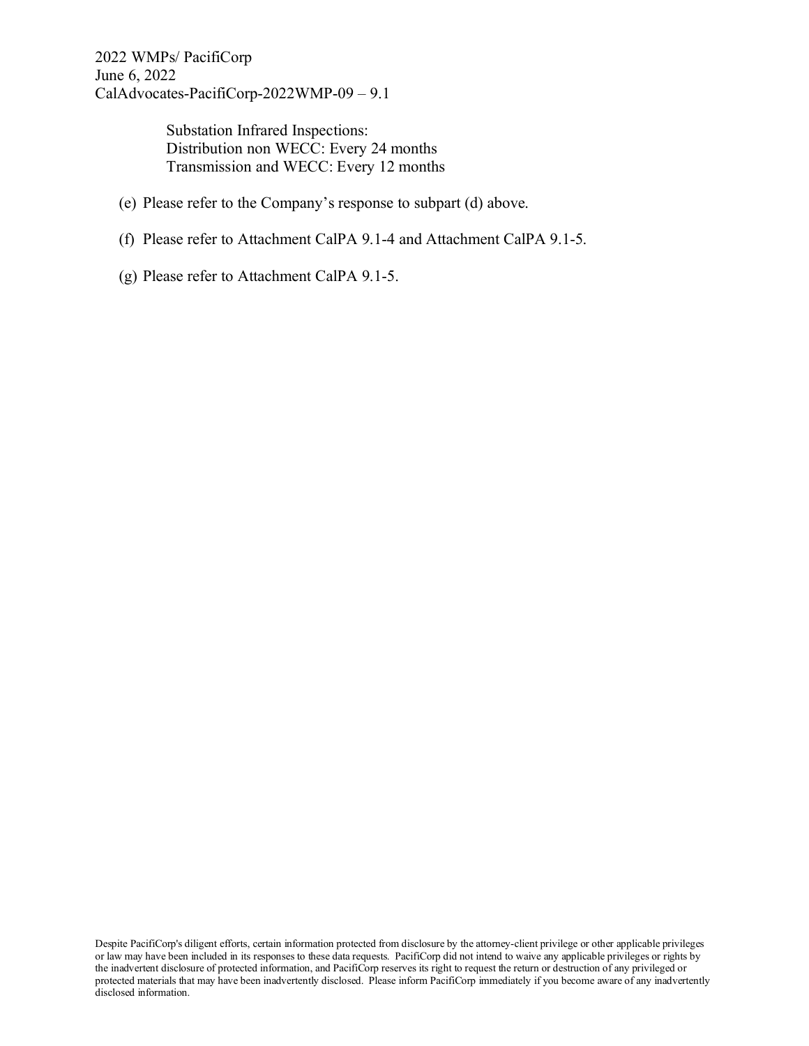Substation Infrared Inspections:
Distribution non WECC: Every 24 months
Transmission and WECC: Every 12 months

(e) Please refer to the Company's response to subpart (d) above.

(f) Please refer to Attachment CalPA 9.1-4 and Attachment CalPA 9.1-5.

(g) Please refer to Attachment CalPA 9.1-5.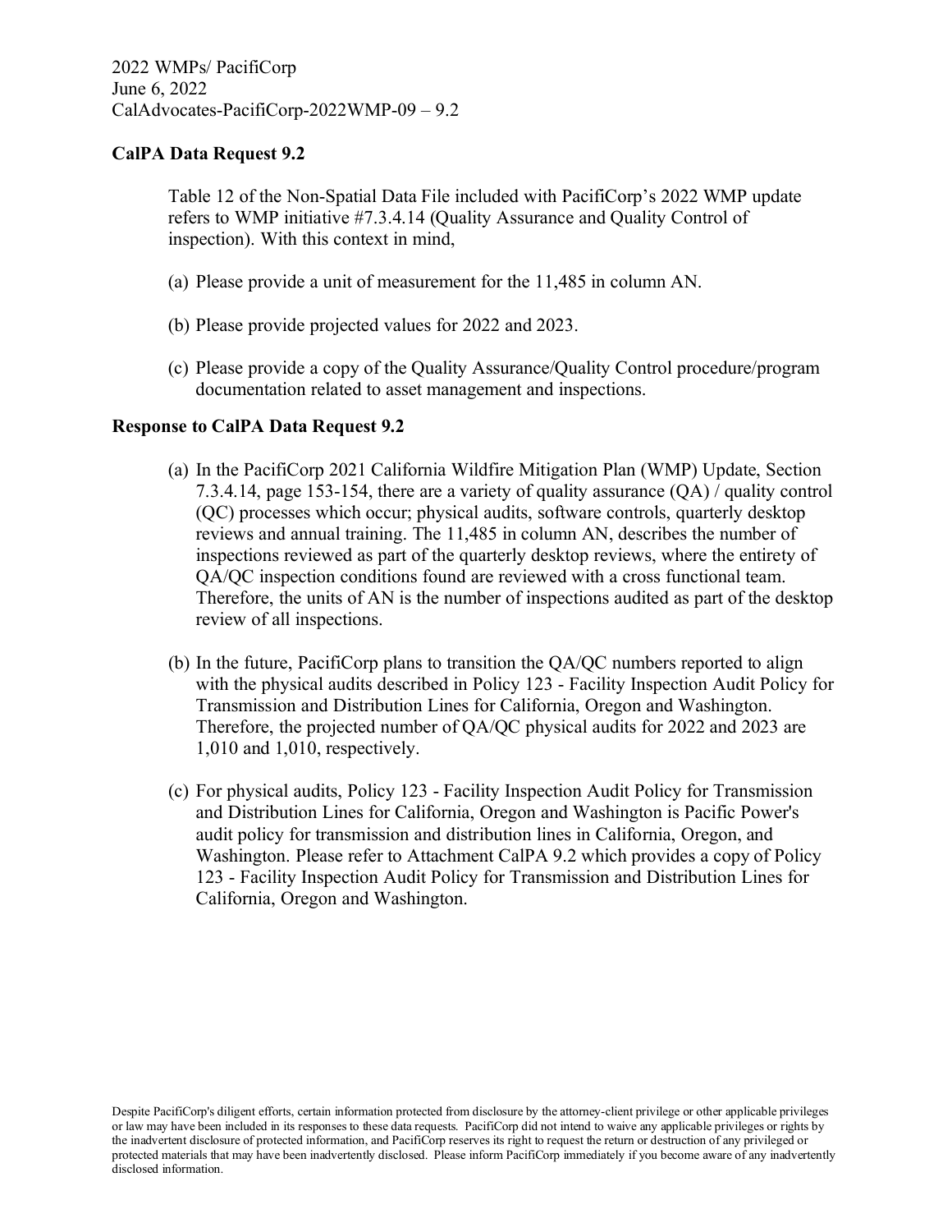2022 WMPs/ PacifiCorp
June 6, 2022
CalAdvocates-PacifiCorp-2022WMP-09 – 9.2

**CalPA Data Request 9.2**

Table 12 of the Non-Spatial Data File included with PacifiCorp's 2022 WMP update refers to WMP initiative #7.3.4.14 (Quality Assurance and Quality Control of inspection). With this context in mind,

(a) Please provide a unit of measurement for the 11,485 in column AN.

(b) Please provide projected values for 2022 and 2023.

(c) Please provide a copy of the Quality Assurance/Quality Control procedure/program documentation related to asset management and inspections.

**Response to CalPA Data Request 9.2**

(a) In the PacifiCorp 2021 California Wildfire Mitigation Plan (WMP) Update, Section 7.3.4.14, page 153-154, there are a variety of quality assurance (QA) / quality control (QC) processes which occur; physical audits, software controls, quarterly desktop reviews and annual training. The 11,485 in column AN, describes the number of inspections reviewed as part of the quarterly desktop reviews, where the entirety of QA/QC inspection conditions found are reviewed with a cross functional team. Therefore, the units of AN is the number of inspections audited as part of the desktop review of all inspections.

(b) In the future, PacifiCorp plans to transition the QA/QC numbers reported to align with the physical audits described in Policy 123 - Facility Inspection Audit Policy for Transmission and Distribution Lines for California, Oregon and Washington. Therefore, the projected number of QA/QC physical audits for 2022 and 2023 are 1,010 and 1,010, respectively.

(c) For physical audits, Policy 123 - Facility Inspection Audit Policy for Transmission and Distribution Lines for California, Oregon and Washington is Pacific Power's audit policy for transmission and distribution lines in California, Oregon, and Washington. Please refer to Attachment CalPA 9.2 which provides a copy of Policy 123 - Facility Inspection Audit Policy for Transmission and Distribution Lines for California, Oregon and Washington.

Despite PacifiCorp's diligent efforts, certain information protected from disclosure by the attorney-client privilege or other applicable privileges or law may have been included in its responses to these data requests. PacifiCorp did not intend to waive any applicable privileges or rights by the inadvertent disclosure of protected information, and PacifiCorp reserves its right to request the return or destruction of any privileged or protected materials that may have been inadvertently disclosed. Please inform PacifiCorp immediately if you become aware of any inadvertently disclosed information.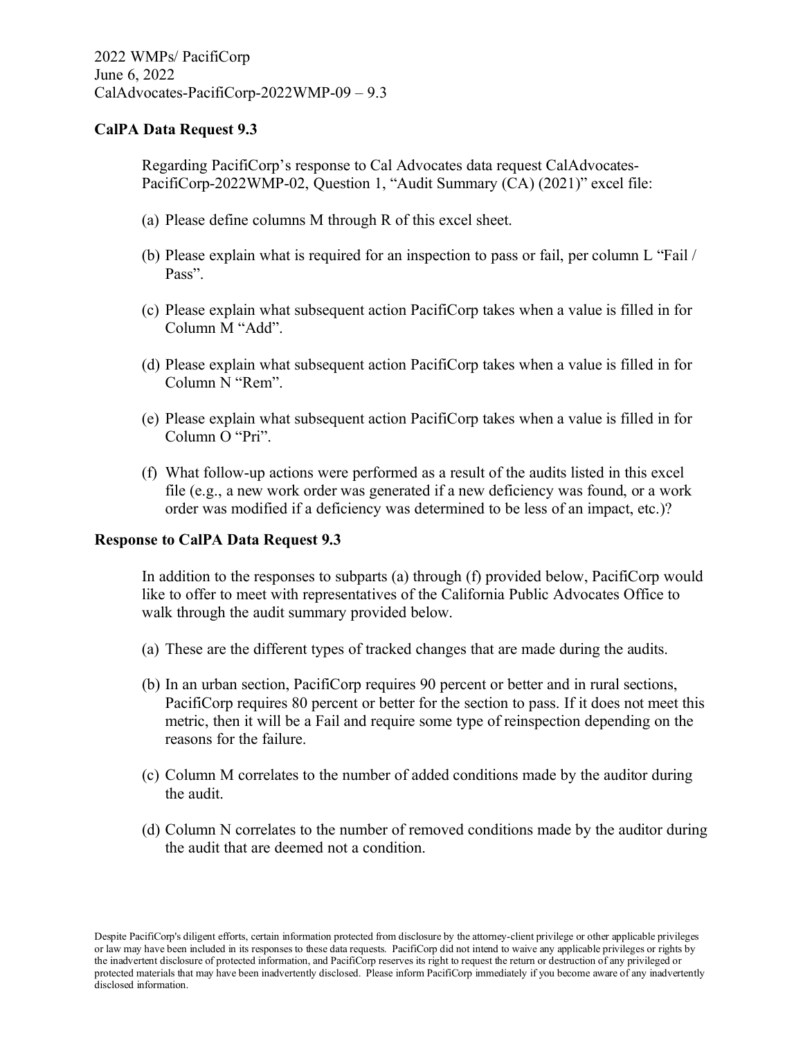2022 WMPs/ PacifiCorp
June 6, 2022
CalAdvocates-PacifiCorp-2022WMP-09 – 9.3

**CalPA Data Request 9.3**

Regarding PacifiCorp's response to Cal Advocates data request CalAdvocates-PacifiCorp-2022WMP-02, Question 1, "Audit Summary (CA) (2021)" excel file:

(a) Please define columns M through R of this excel sheet.

(b) Please explain what is required for an inspection to pass or fail, per column L "Fail / Pass".

(c) Please explain what subsequent action PacifiCorp takes when a value is filled in for Column M "Add".

(d) Please explain what subsequent action PacifiCorp takes when a value is filled in for Column N "Rem".

(e) Please explain what subsequent action PacifiCorp takes when a value is filled in for Column O "Pri".

(f) What follow-up actions were performed as a result of the audits listed in this excel file (e.g., a new work order was generated if a new deficiency was found, or a work order was modified if a deficiency was determined to be less of an impact, etc.)?

**Response to CalPA Data Request 9.3**

In addition to the responses to subparts (a) through (f) provided below, PacifiCorp would like to offer to meet with representatives of the California Public Advocates Office to walk through the audit summary provided below.

(a) These are the different types of tracked changes that are made during the audits.

(b) In an urban section, PacifiCorp requires 90 percent or better and in rural sections, PacifiCorp requires 80 percent or better for the section to pass. If it does not meet this metric, then it will be a Fail and require some type of reinspection depending on the reasons for the failure.

(c) Column M correlates to the number of added conditions made by the auditor during the audit.

(d) Column N correlates to the number of removed conditions made by the auditor during the audit that are deemed not a condition.

Despite PacifiCorp's diligent efforts, certain information protected from disclosure by the attorney-client privilege or other applicable privileges or law may have been included in its responses to these data requests. PacifiCorp did not intend to waive any applicable privileges or rights by the inadvertent disclosure of protected information, and PacifiCorp reserves its right to request the return or destruction of any privileged or protected materials that may have been inadvertently disclosed. Please inform PacifiCorp immediately if you become aware of any inadvertently disclosed information.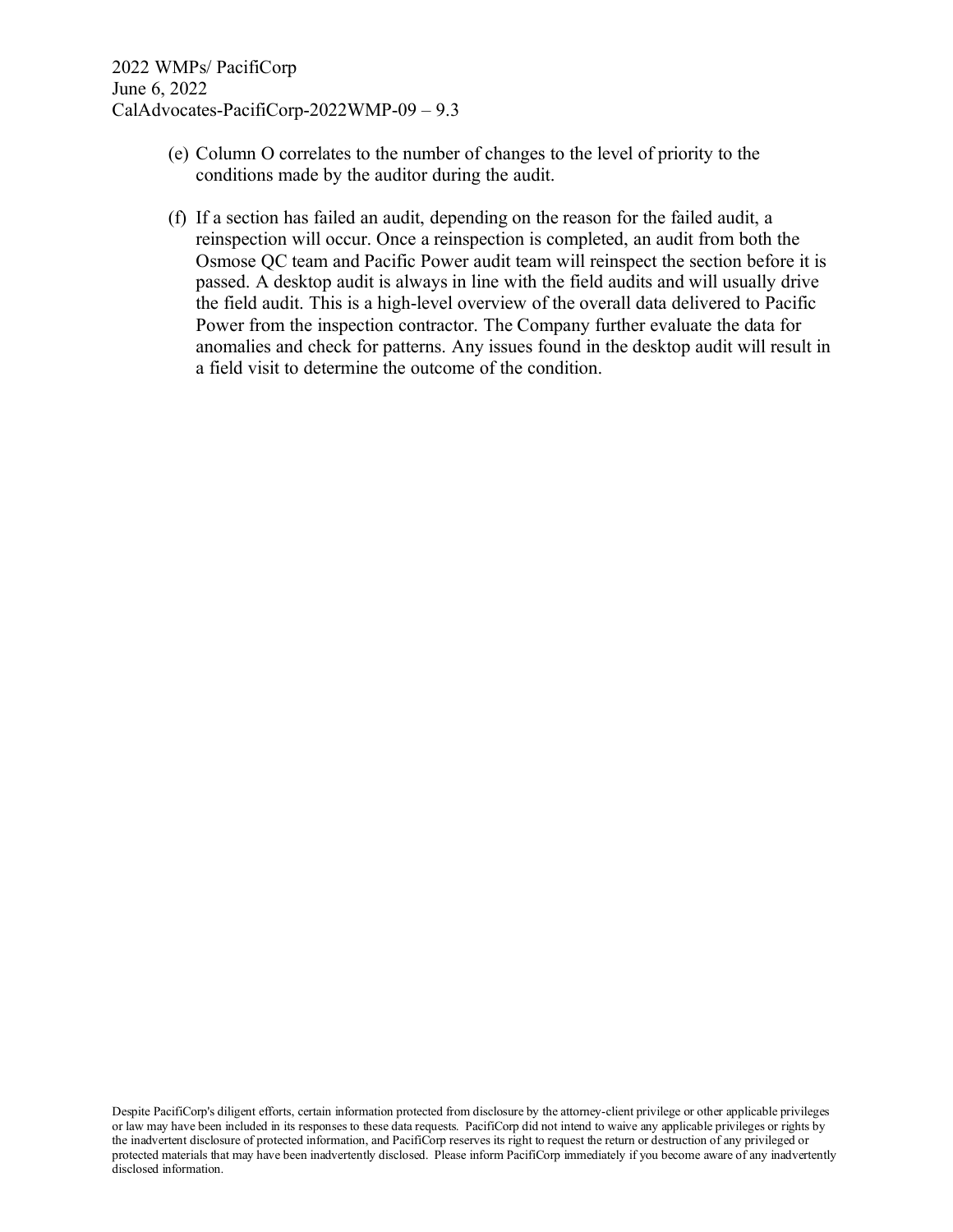(e) Column O correlates to the number of changes to the level of priority to the conditions made by the auditor during the audit.

(f) If a section has failed an audit, depending on the reason for the failed audit, a reinspection will occur. Once a reinspection is completed, an audit from both the Osmose QC team and Pacific Power audit team will reinspect the section before it is passed. A desktop audit is always in line with the field audits and will usually drive the field audit. This is a high-level overview of the overall data delivered to Pacific Power from the inspection contractor. The Company further evaluate the data for anomalies and check for patterns. Any issues found in the desktop audit will result in a field visit to determine the outcome of the condition.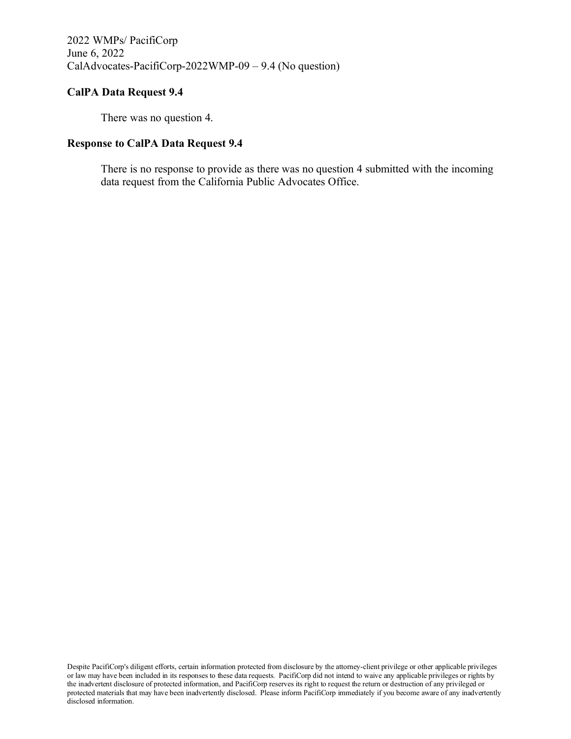2022 WMPs/ PacifiCorp
June 6, 2022
CalAdvocates-PacifiCorp-2022WMP-09 – 9.4 (No question)

**CalPA Data Request 9.4**

There was no question 4.

**Response to CalPA Data Request 9.4**

There is no response to provide as there was no question 4 submitted with the incoming data request from the California Public Advocates Office.

Despite PacifiCorp's diligent efforts, certain information protected from disclosure by the attorney-client privilege or other applicable privileges or law may have been included in its responses to these data requests. PacifiCorp did not intend to waive any applicable privileges or rights by the inadvertent disclosure of protected information, and PacifiCorp reserves its right to request the return or destruction of any privileged or protected materials that may have been inadvertently disclosed. Please inform PacifiCorp immediately if you become aware of any inadvertently disclosed information.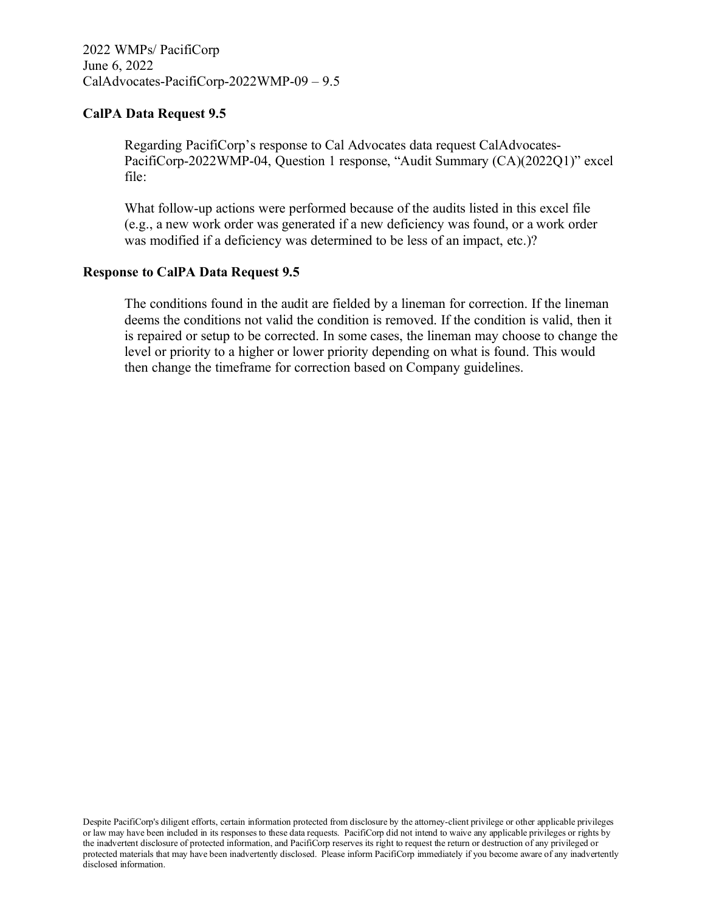2022 WMPs/ PacifiCorp
June 6, 2022
CalAdvocates-PacifiCorp-2022WMP-09 – 9.5

**CalPA Data Request 9.5**

Regarding PacifiCorp's response to Cal Advocates data request CalAdvocates-PacifiCorp-2022WMP-04, Question 1 response, "Audit Summary (CA)(2022Q1)" excel file:

What follow-up actions were performed because of the audits listed in this excel file (e.g., a new work order was generated if a new deficiency was found, or a work order was modified if a deficiency was determined to be less of an impact, etc.)?

**Response to CalPA Data Request 9.5**

The conditions found in the audit are fielded by a lineman for correction. If the lineman deems the conditions not valid the condition is removed. If the condition is valid, then it is repaired or setup to be corrected. In some cases, the lineman may choose to change the level or priority to a higher or lower priority depending on what is found. This would then change the timeframe for correction based on Company guidelines.

Despite PacifiCorp's diligent efforts, certain information protected from disclosure by the attorney-client privilege or other applicable privileges or law may have been included in its responses to these data requests. PacifiCorp did not intend to waive any applicable privileges or rights by the inadvertent disclosure of protected information, and PacifiCorp reserves its right to request the return or destruction of any privileged or protected materials that may have been inadvertently disclosed. Please inform PacifiCorp immediately if you become aware of any inadvertently disclosed information.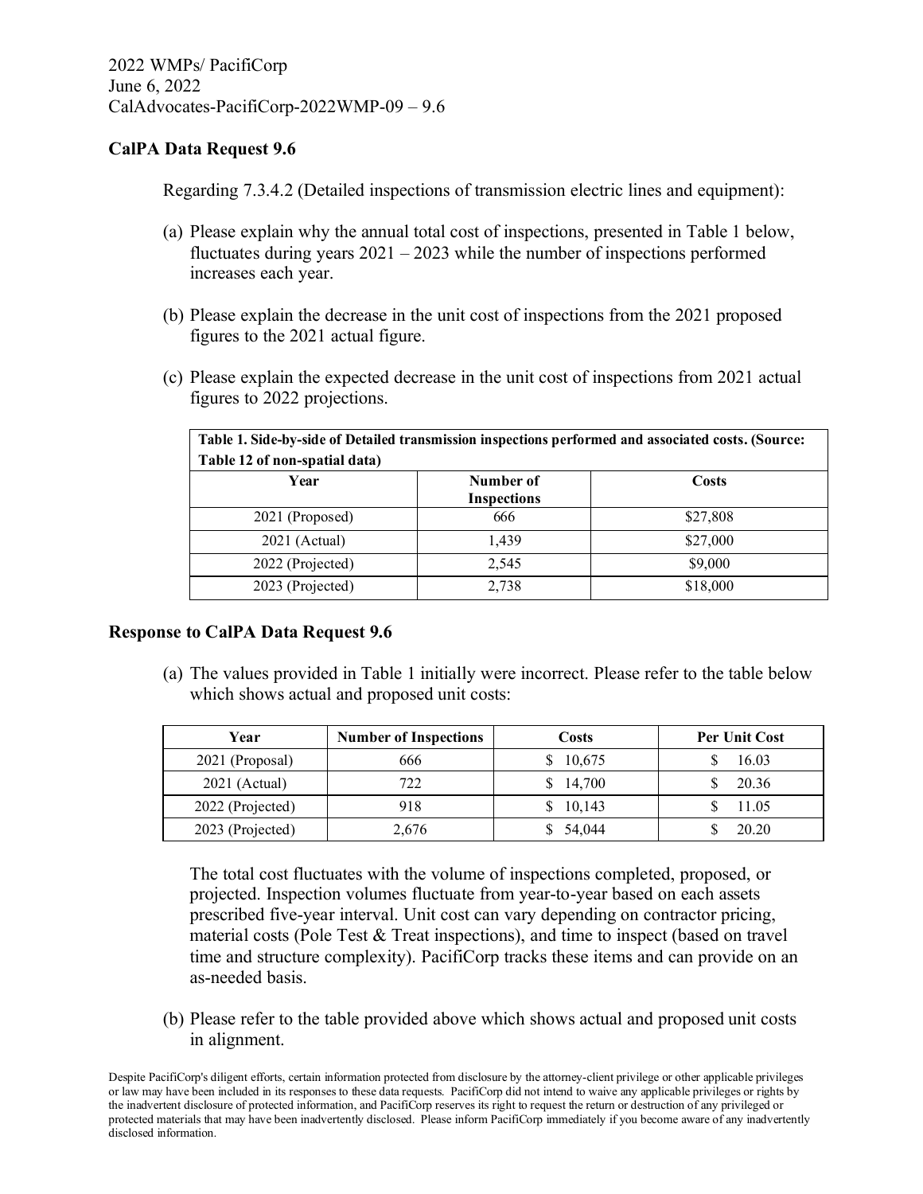2022 WMPs/ PacifiCorp
June 6, 2022
CalAdvocates-PacifiCorp-2022WMP-09 – 9.6

**CalPA Data Request 9.6**

Regarding 7.3.4.2 (Detailed inspections of transmission electric lines and equipment):

(a) Please explain why the annual total cost of inspections, presented in Table 1 below, fluctuates during years 2021 – 2023 while the number of inspections performed increases each year.

(b) Please explain the decrease in the unit cost of inspections from the 2021 proposed figures to the 2021 actual figure.

(c) Please explain the expected decrease in the unit cost of inspections from 2021 actual figures to 2022 projections.

| **Table 1. Side-by-side of Detailed transmission inspections performed and associated costs. (Source: Table 12 of non-spatial data)** | | |
|---|---|---|
| **Year** | **Number of Inspections** | **Costs** |
| 2021 (Proposed) | 666 | $27,808 |
| 2021 (Actual) | 1,439 | $27,000 |
| 2022 (Projected) | 2,545 | $9,000 |
| 2023 (Projected) | 2,738 | $18,000 |

**Response to CalPA Data Request 9.6**

(a) The values provided in Table 1 initially were incorrect. Please refer to the table below which shows actual and proposed unit costs:

| Year | Number of Inspections | Costs | Per Unit Cost |
|---|---|---|---|
| 2021 (Proposal) | 666 | $ 10,675 | $ 16.03 |
| 2021 (Actual) | 722 | $ 14,700 | $ 20.36 |
| 2022 (Projected) | 918 | $ 10,143 | $ 11.05 |
| 2023 (Projected) | 2,676 | $ 54,044 | $ 20.20 |

The total cost fluctuates with the volume of inspections completed, proposed, or projected. Inspection volumes fluctuate from year-to-year based on each assets prescribed five-year interval. Unit cost can vary depending on contractor pricing, material costs (Pole Test & Treat inspections), and time to inspect (based on travel time and structure complexity). PacifiCorp tracks these items and can provide on an as-needed basis.

(b) Please refer to the table provided above which shows actual and proposed unit costs in alignment.

Despite PacifiCorp's diligent efforts, certain information protected from disclosure by the attorney-client privilege or other applicable privileges or law may have been included in its responses to these data requests. PacifiCorp did not intend to waive any applicable privileges or rights by the inadvertent disclosure of protected information, and PacifiCorp reserves its right to request the return or destruction of any privileged or protected materials that may have been inadvertently disclosed. Please inform PacifiCorp immediately if you become aware of any inadvertently disclosed information.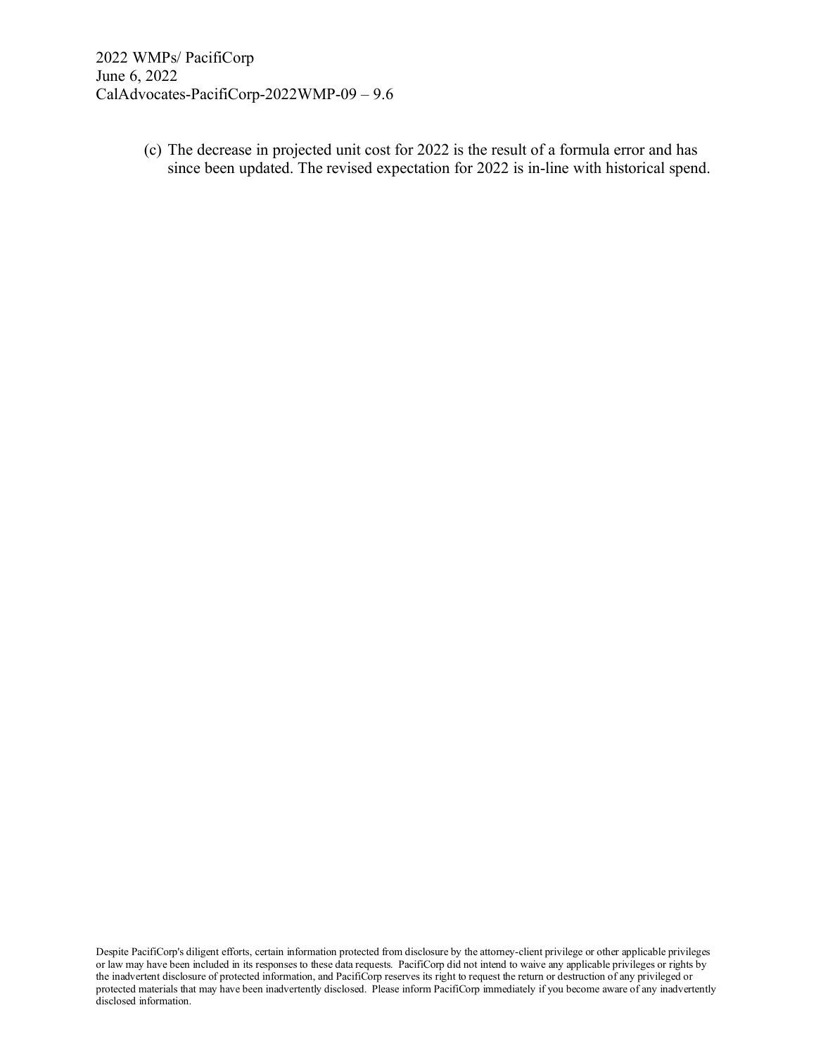(c) The decrease in projected unit cost for 2022 is the result of a formula error and has since been updated. The revised expectation for 2022 is in-line with historical spend.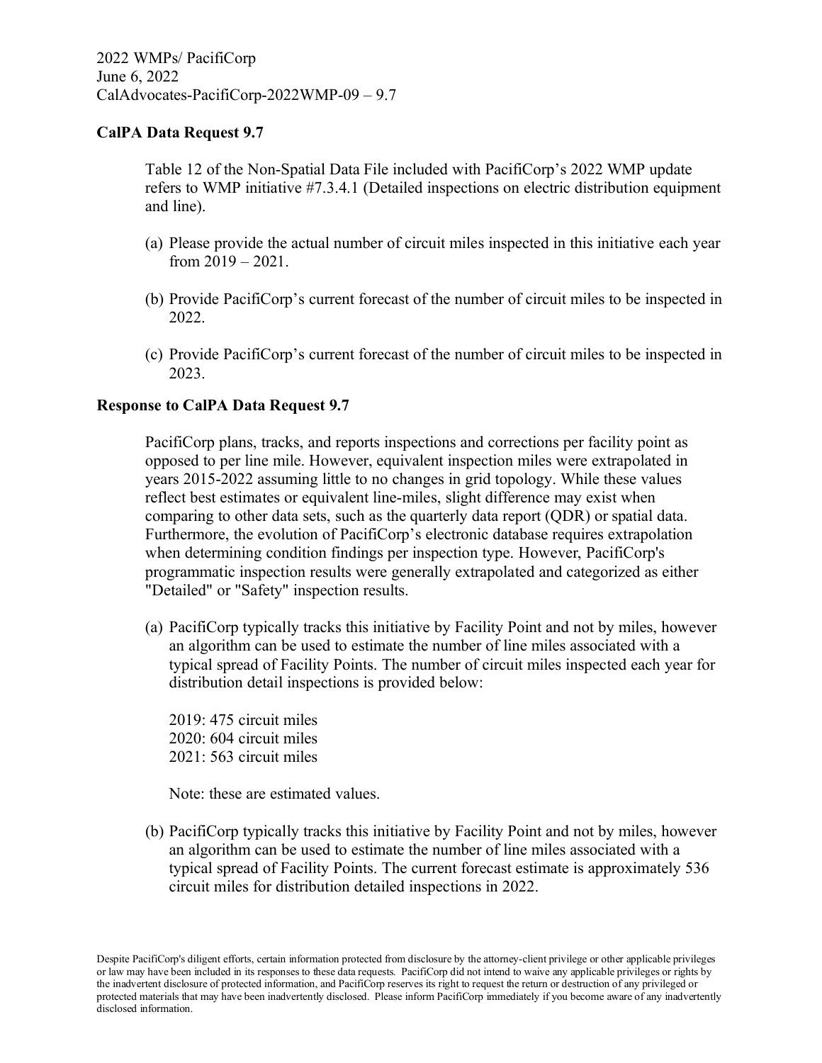2022 WMPs/ PacifiCorp
June 6, 2022
CalAdvocates-PacifiCorp-2022WMP-09 – 9.7

**CalPA Data Request 9.7**

Table 12 of the Non-Spatial Data File included with PacifiCorp's 2022 WMP update refers to WMP initiative #7.3.4.1 (Detailed inspections on electric distribution equipment and line).

(a) Please provide the actual number of circuit miles inspected in this initiative each year from 2019 – 2021.

(b) Provide PacifiCorp's current forecast of the number of circuit miles to be inspected in 2022.

(c) Provide PacifiCorp's current forecast of the number of circuit miles to be inspected in 2023.

**Response to CalPA Data Request 9.7**

PacifiCorp plans, tracks, and reports inspections and corrections per facility point as opposed to per line mile. However, equivalent inspection miles were extrapolated in years 2015-2022 assuming little to no changes in grid topology. While these values reflect best estimates or equivalent line-miles, slight difference may exist when comparing to other data sets, such as the quarterly data report (QDR) or spatial data. Furthermore, the evolution of PacifiCorp's electronic database requires extrapolation when determining condition findings per inspection type. However, PacifiCorp's programmatic inspection results were generally extrapolated and categorized as either "Detailed" or "Safety" inspection results.

(a) PacifiCorp typically tracks this initiative by Facility Point and not by miles, however an algorithm can be used to estimate the number of line miles associated with a typical spread of Facility Points. The number of circuit miles inspected each year for distribution detail inspections is provided below:

    2019: 475 circuit miles
    2020: 604 circuit miles
    2021: 563 circuit miles

    Note: these are estimated values.

(b) PacifiCorp typically tracks this initiative by Facility Point and not by miles, however an algorithm can be used to estimate the number of line miles associated with a typical spread of Facility Points. The current forecast estimate is approximately 536 circuit miles for distribution detailed inspections in 2022.

Despite PacifiCorp's diligent efforts, certain information protected from disclosure by the attorney-client privilege or other applicable privileges or law may have been included in its responses to these data requests. PacifiCorp did not intend to waive any applicable privileges or rights by the inadvertent disclosure of protected information, and PacifiCorp reserves its right to request the return or destruction of any privileged or protected materials that may have been inadvertently disclosed. Please inform PacifiCorp immediately if you become aware of any inadvertently disclosed information.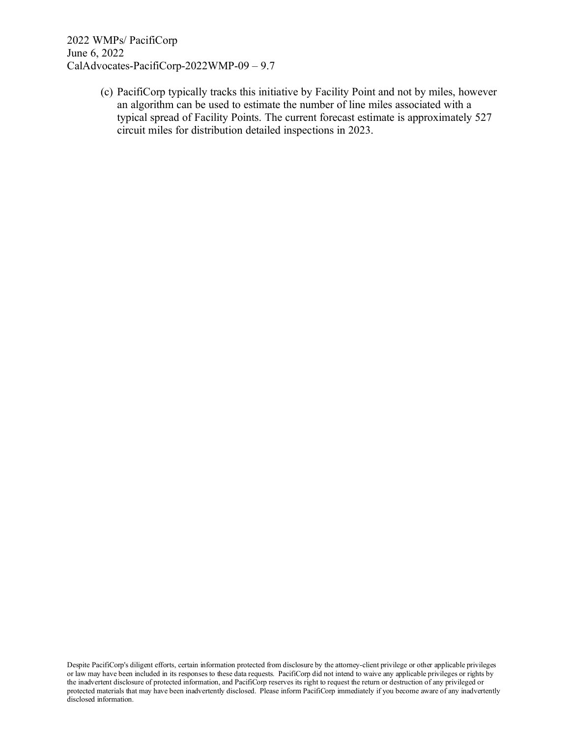(c) PacifiCorp typically tracks this initiative by Facility Point and not by miles, however an algorithm can be used to estimate the number of line miles associated with a typical spread of Facility Points. The current forecast estimate is approximately 527 circuit miles for distribution detailed inspections in 2023.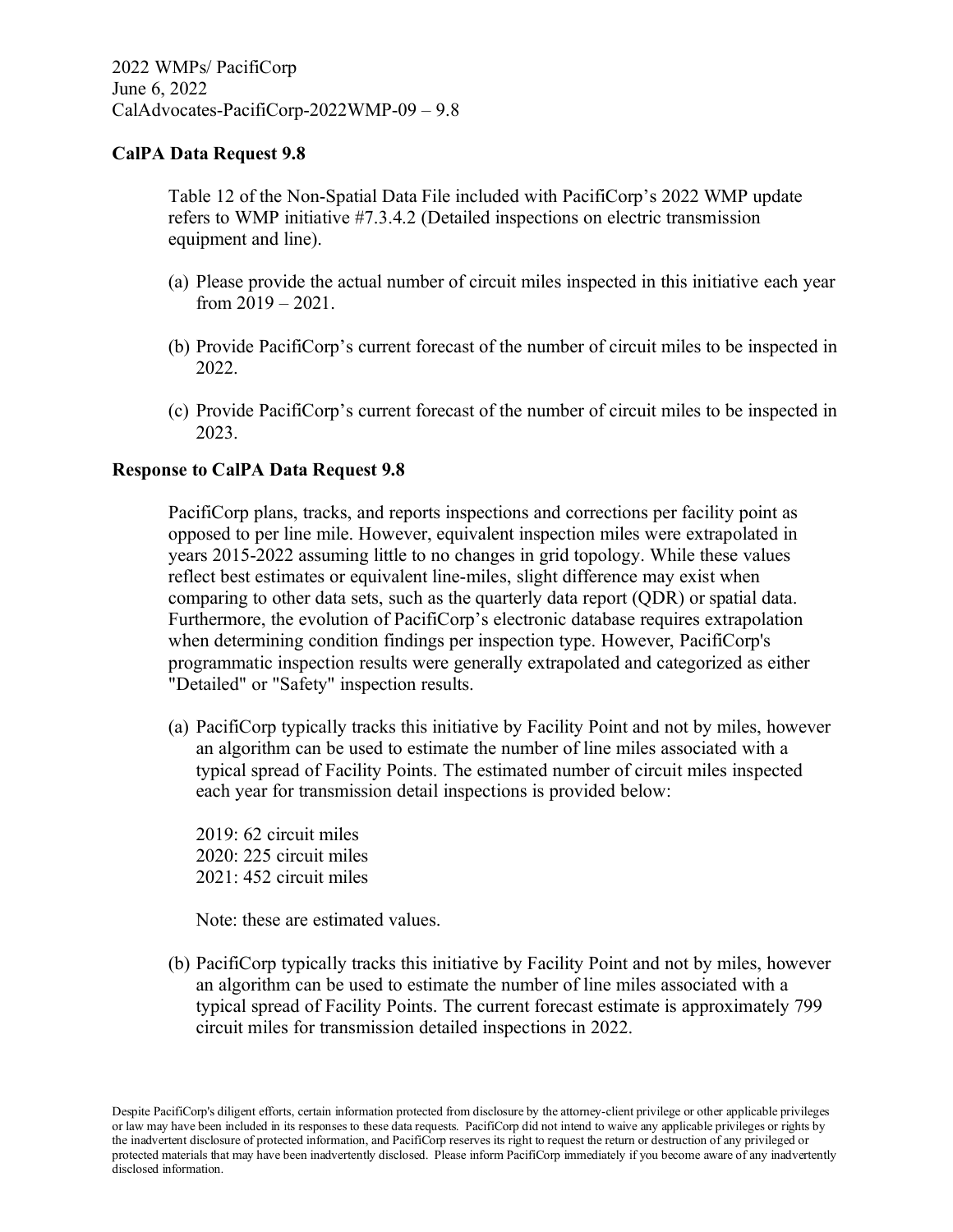2022 WMPs/ PacifiCorp
June 6, 2022
CalAdvocates-PacifiCorp-2022WMP-09 – 9.8

**CalPA Data Request 9.8**

Table 12 of the Non-Spatial Data File included with PacifiCorp's 2022 WMP update refers to WMP initiative #7.3.4.2 (Detailed inspections on electric transmission equipment and line).

(a) Please provide the actual number of circuit miles inspected in this initiative each year from 2019 – 2021.

(b) Provide PacifiCorp's current forecast of the number of circuit miles to be inspected in 2022.

(c) Provide PacifiCorp's current forecast of the number of circuit miles to be inspected in 2023.

**Response to CalPA Data Request 9.8**

PacifiCorp plans, tracks, and reports inspections and corrections per facility point as opposed to per line mile. However, equivalent inspection miles were extrapolated in years 2015-2022 assuming little to no changes in grid topology. While these values reflect best estimates or equivalent line-miles, slight difference may exist when comparing to other data sets, such as the quarterly data report (QDR) or spatial data. Furthermore, the evolution of PacifiCorp's electronic database requires extrapolation when determining condition findings per inspection type. However, PacifiCorp's programmatic inspection results were generally extrapolated and categorized as either "Detailed" or "Safety" inspection results.

(a) PacifiCorp typically tracks this initiative by Facility Point and not by miles, however an algorithm can be used to estimate the number of line miles associated with a typical spread of Facility Points. The estimated number of circuit miles inspected each year for transmission detail inspections is provided below:

 2019: 62 circuit miles
 2020: 225 circuit miles
 2021: 452 circuit miles

 Note: these are estimated values.

(b) PacifiCorp typically tracks this initiative by Facility Point and not by miles, however an algorithm can be used to estimate the number of line miles associated with a typical spread of Facility Points. The current forecast estimate is approximately 799 circuit miles for transmission detailed inspections in 2022.

Despite PacifiCorp's diligent efforts, certain information protected from disclosure by the attorney-client privilege or other applicable privileges or law may have been included in its responses to these data requests. PacifiCorp did not intend to waive any applicable privileges or rights by the inadvertent disclosure of protected information, and PacifiCorp reserves its right to request the return or destruction of any privileged or protected materials that may have been inadvertently disclosed. Please inform PacifiCorp immediately if you become aware of any inadvertently disclosed information.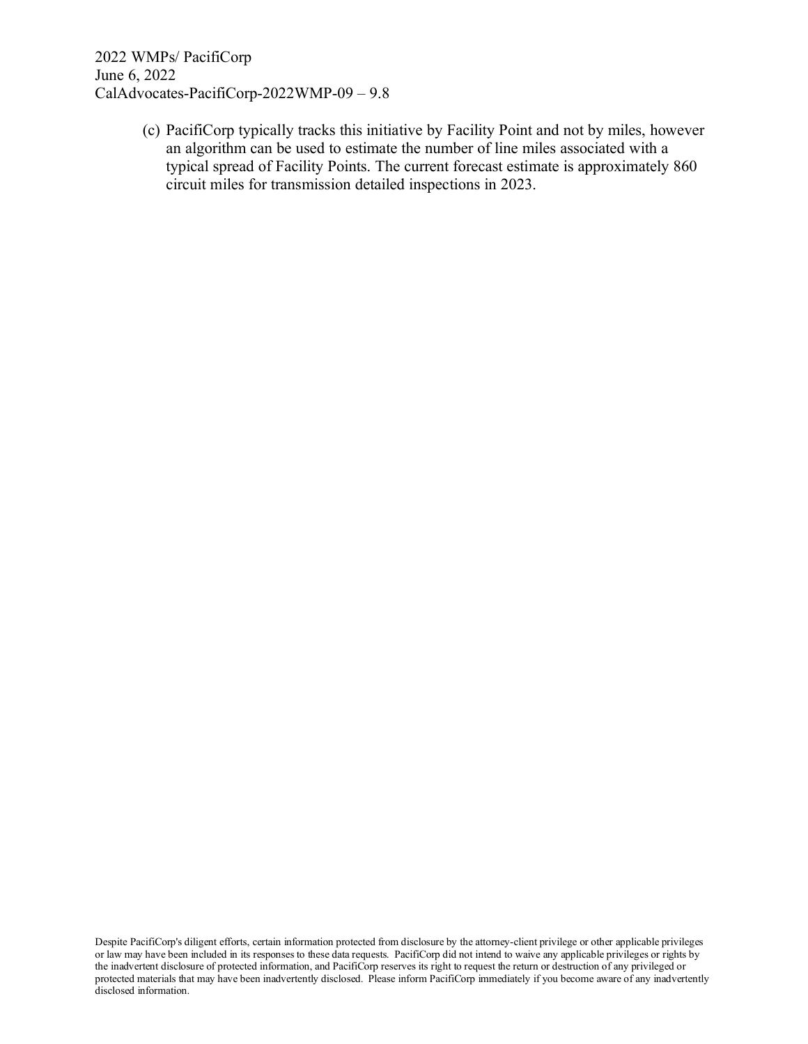(c) PacifiCorp typically tracks this initiative by Facility Point and not by miles, however an algorithm can be used to estimate the number of line miles associated with a typical spread of Facility Points. The current forecast estimate is approximately 860 circuit miles for transmission detailed inspections in 2023.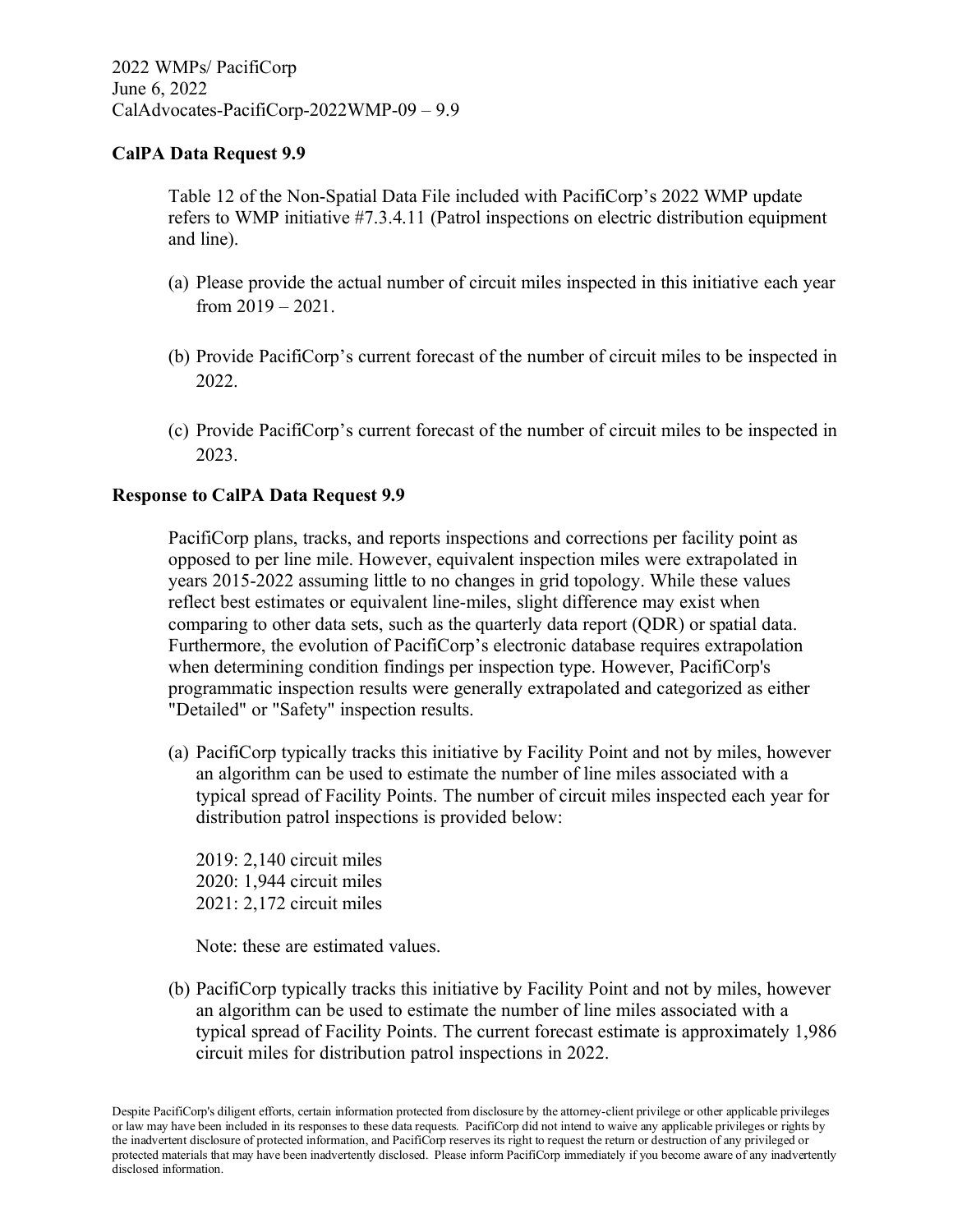2022 WMPs/ PacifiCorp
June 6, 2022
CalAdvocates-PacifiCorp-2022WMP-09 – 9.9

**CalPA Data Request 9.9**

Table 12 of the Non-Spatial Data File included with PacifiCorp's 2022 WMP update refers to WMP initiative #7.3.4.11 (Patrol inspections on electric distribution equipment and line).

(a) Please provide the actual number of circuit miles inspected in this initiative each year from 2019 – 2021.

(b) Provide PacifiCorp's current forecast of the number of circuit miles to be inspected in 2022.

(c) Provide PacifiCorp's current forecast of the number of circuit miles to be inspected in 2023.

**Response to CalPA Data Request 9.9**

PacifiCorp plans, tracks, and reports inspections and corrections per facility point as opposed to per line mile. However, equivalent inspection miles were extrapolated in years 2015-2022 assuming little to no changes in grid topology. While these values reflect best estimates or equivalent line-miles, slight difference may exist when comparing to other data sets, such as the quarterly data report (QDR) or spatial data. Furthermore, the evolution of PacifiCorp's electronic database requires extrapolation when determining condition findings per inspection type. However, PacifiCorp's programmatic inspection results were generally extrapolated and categorized as either "Detailed" or "Safety" inspection results.

(a) PacifiCorp typically tracks this initiative by Facility Point and not by miles, however an algorithm can be used to estimate the number of line miles associated with a typical spread of Facility Points. The number of circuit miles inspected each year for distribution patrol inspections is provided below:

2019: 2,140 circuit miles
2020: 1,944 circuit miles
2021: 2,172 circuit miles

Note: these are estimated values.

(b) PacifiCorp typically tracks this initiative by Facility Point and not by miles, however an algorithm can be used to estimate the number of line miles associated with a typical spread of Facility Points. The current forecast estimate is approximately 1,986 circuit miles for distribution patrol inspections in 2022.

Despite PacifiCorp's diligent efforts, certain information protected from disclosure by the attorney-client privilege or other applicable privileges or law may have been included in its responses to these data requests. PacifiCorp did not intend to waive any applicable privileges or rights by the inadvertent disclosure of protected information, and PacifiCorp reserves its right to request the return or destruction of any privileged or protected materials that may have been inadvertently disclosed. Please inform PacifiCorp immediately if you become aware of any inadvertently disclosed information.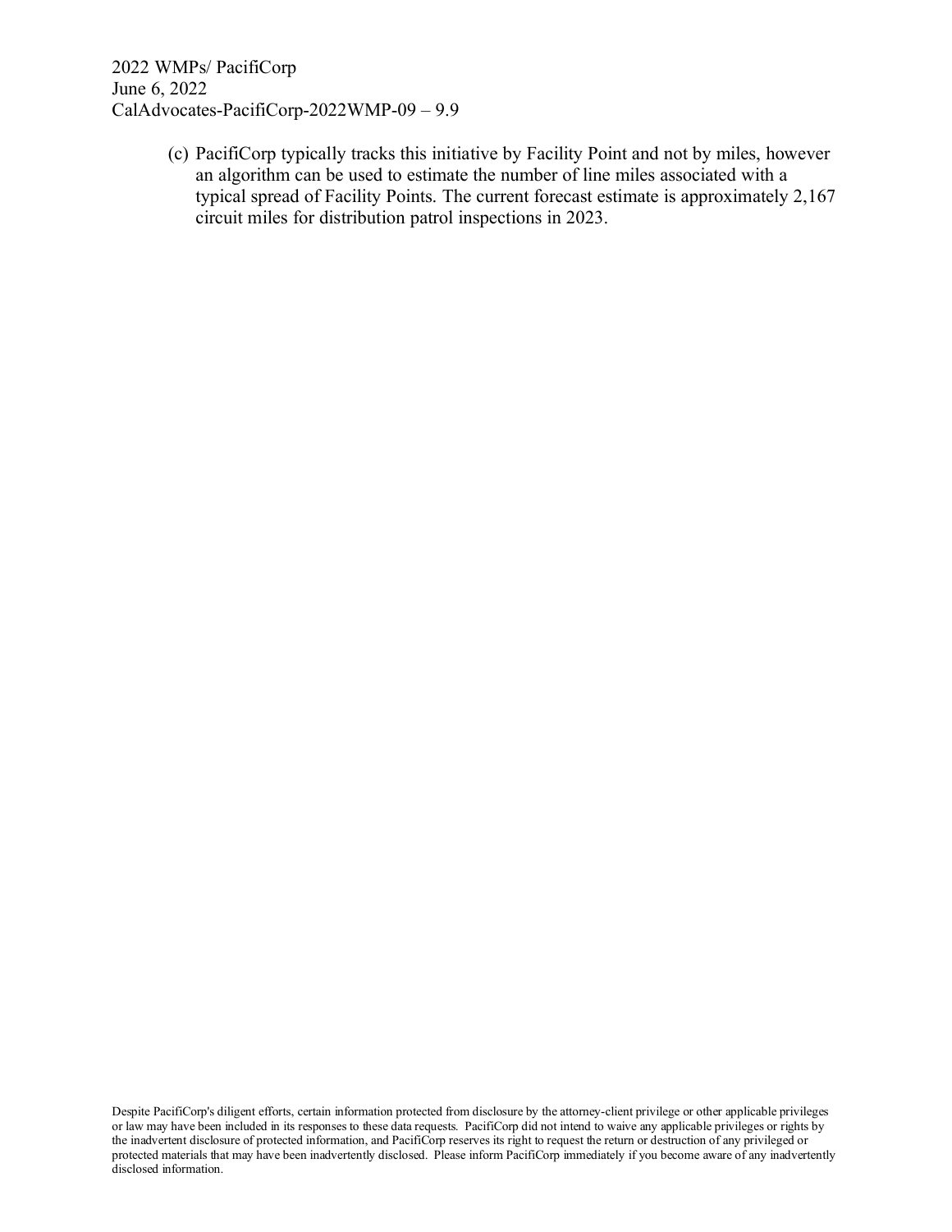(c) PacifiCorp typically tracks this initiative by Facility Point and not by miles, however an algorithm can be used to estimate the number of line miles associated with a typical spread of Facility Points. The current forecast estimate is approximately 2,167 circuit miles for distribution patrol inspections in 2023.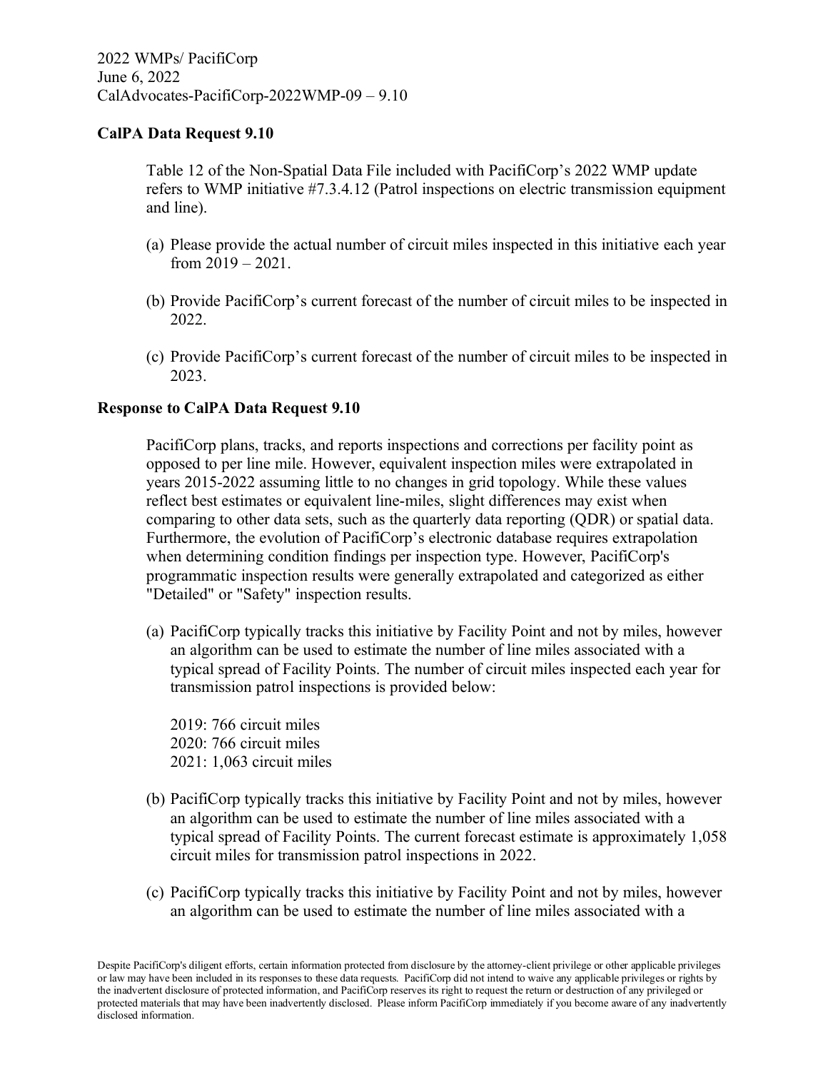2022 WMPs/ PacifiCorp
June 6, 2022
CalAdvocates-PacifiCorp-2022WMP-09 – 9.10

**CalPA Data Request 9.10**

Table 12 of the Non-Spatial Data File included with PacifiCorp's 2022 WMP update refers to WMP initiative #7.3.4.12 (Patrol inspections on electric transmission equipment and line).

(a) Please provide the actual number of circuit miles inspected in this initiative each year from 2019 – 2021.

(b) Provide PacifiCorp's current forecast of the number of circuit miles to be inspected in 2022.

(c) Provide PacifiCorp's current forecast of the number of circuit miles to be inspected in 2023.

**Response to CalPA Data Request 9.10**

PacifiCorp plans, tracks, and reports inspections and corrections per facility point as opposed to per line mile. However, equivalent inspection miles were extrapolated in years 2015-2022 assuming little to no changes in grid topology. While these values reflect best estimates or equivalent line-miles, slight differences may exist when comparing to other data sets, such as the quarterly data reporting (QDR) or spatial data. Furthermore, the evolution of PacifiCorp's electronic database requires extrapolation when determining condition findings per inspection type. However, PacifiCorp's programmatic inspection results were generally extrapolated and categorized as either "Detailed" or "Safety" inspection results.

(a) PacifiCorp typically tracks this initiative by Facility Point and not by miles, however an algorithm can be used to estimate the number of line miles associated with a typical spread of Facility Points. The number of circuit miles inspected each year for transmission patrol inspections is provided below:

 2019: 766 circuit miles
 2020: 766 circuit miles
 2021: 1,063 circuit miles

(b) PacifiCorp typically tracks this initiative by Facility Point and not by miles, however an algorithm can be used to estimate the number of line miles associated with a typical spread of Facility Points. The current forecast estimate is approximately 1,058 circuit miles for transmission patrol inspections in 2022.

(c) PacifiCorp typically tracks this initiative by Facility Point and not by miles, however an algorithm can be used to estimate the number of line miles associated with a

Despite PacifiCorp's diligent efforts, certain information protected from disclosure by the attorney-client privilege or other applicable privileges or law may have been included in its responses to these data requests. PacifiCorp did not intend to waive any applicable privileges or rights by the inadvertent disclosure of protected information, and PacifiCorp reserves its right to request the return or destruction of any privileged or protected materials that may have been inadvertently disclosed. Please inform PacifiCorp immediately if you become aware of any inadvertently disclosed information.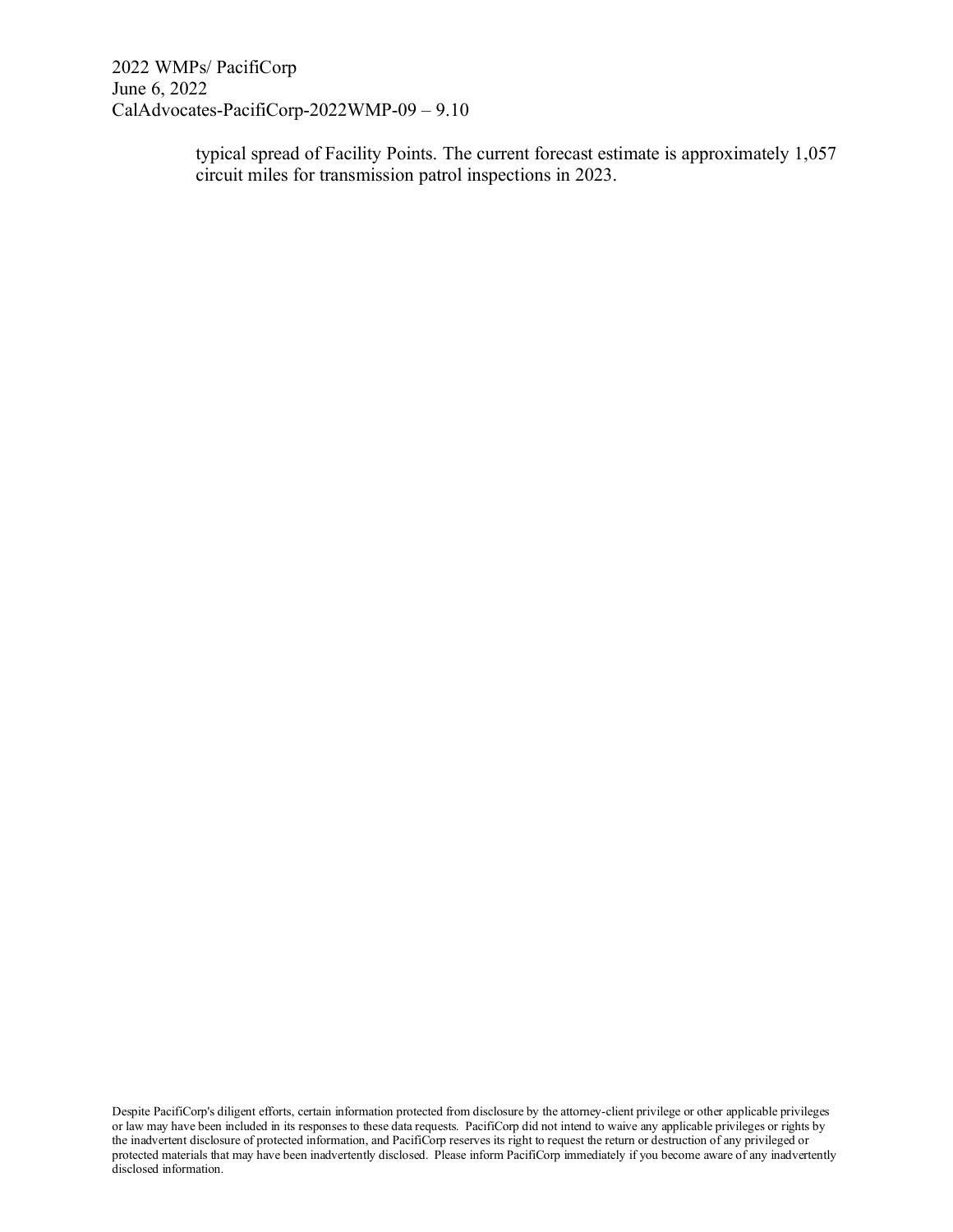typical spread of Facility Points. The current forecast estimate is approximately 1,057 circuit miles for transmission patrol inspections in 2023.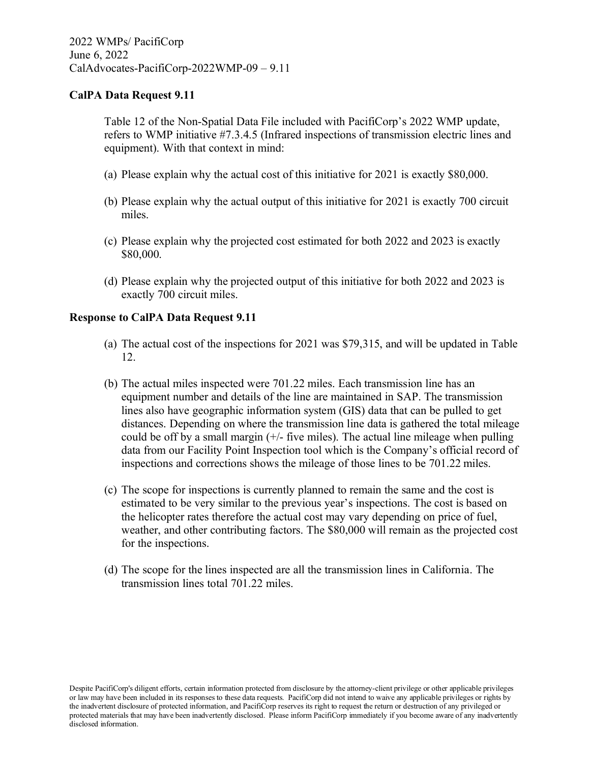2022 WMPs/ PacifiCorp
June 6, 2022
CalAdvocates-PacifiCorp-2022WMP-09 – 9.11

**CalPA Data Request 9.11**

Table 12 of the Non-Spatial Data File included with PacifiCorp's 2022 WMP update, refers to WMP initiative #7.3.4.5 (Infrared inspections of transmission electric lines and equipment). With that context in mind:

(a) Please explain why the actual cost of this initiative for 2021 is exactly $80,000.

(b) Please explain why the actual output of this initiative for 2021 is exactly 700 circuit miles.

(c) Please explain why the projected cost estimated for both 2022 and 2023 is exactly $80,000.

(d) Please explain why the projected output of this initiative for both 2022 and 2023 is exactly 700 circuit miles.

**Response to CalPA Data Request 9.11**

(a) The actual cost of the inspections for 2021 was $79,315, and will be updated in Table 12.

(b) The actual miles inspected were 701.22 miles. Each transmission line has an equipment number and details of the line are maintained in SAP. The transmission lines also have geographic information system (GIS) data that can be pulled to get distances. Depending on where the transmission line data is gathered the total mileage could be off by a small margin (+/- five miles). The actual line mileage when pulling data from our Facility Point Inspection tool which is the Company's official record of inspections and corrections shows the mileage of those lines to be 701.22 miles.

(c) The scope for inspections is currently planned to remain the same and the cost is estimated to be very similar to the previous year's inspections. The cost is based on the helicopter rates therefore the actual cost may vary depending on price of fuel, weather, and other contributing factors. The $80,000 will remain as the projected cost for the inspections.

(d) The scope for the lines inspected are all the transmission lines in California. The transmission lines total 701.22 miles.

Despite PacifiCorp's diligent efforts, certain information protected from disclosure by the attorney-client privilege or other applicable privileges or law may have been included in its responses to these data requests. PacifiCorp did not intend to waive any applicable privileges or rights by the inadvertent disclosure of protected information, and PacifiCorp reserves its right to request the return or destruction of any privileged or protected materials that may have been inadvertently disclosed. Please inform PacifiCorp immediately if you become aware of any inadvertently disclosed information.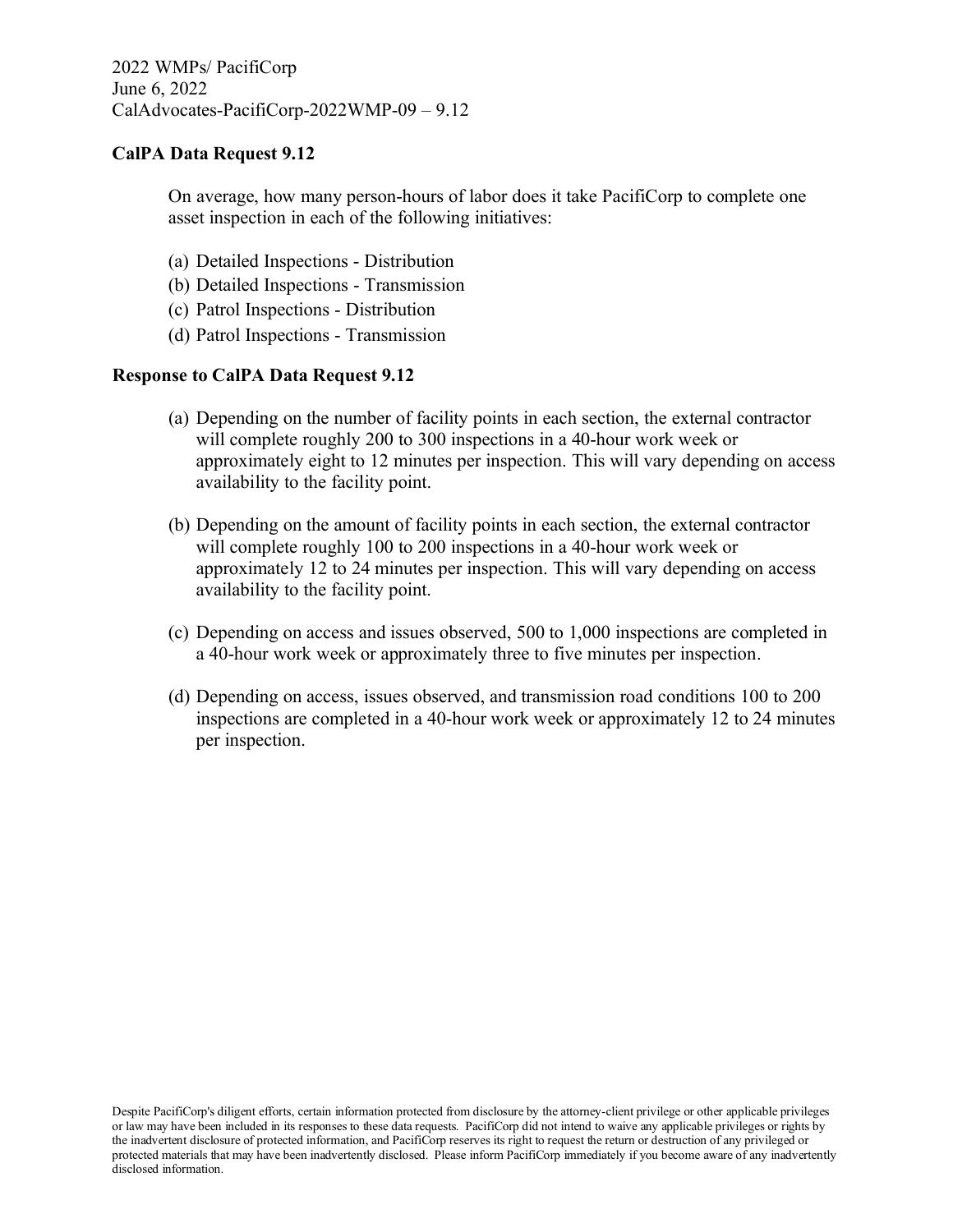2022 WMPs/ PacifiCorp
June 6, 2022
CalAdvocates-PacifiCorp-2022WMP-09 – 9.12

**CalPA Data Request 9.12**

On average, how many person-hours of labor does it take PacifiCorp to complete one asset inspection in each of the following initiatives:

(a) Detailed Inspections - Distribution
(b) Detailed Inspections - Transmission
(c) Patrol Inspections - Distribution
(d) Patrol Inspections - Transmission

**Response to CalPA Data Request 9.12**

(a) Depending on the number of facility points in each section, the external contractor will complete roughly 200 to 300 inspections in a 40-hour work week or approximately eight to 12 minutes per inspection. This will vary depending on access availability to the facility point.

(b) Depending on the amount of facility points in each section, the external contractor will complete roughly 100 to 200 inspections in a 40-hour work week or approximately 12 to 24 minutes per inspection. This will vary depending on access availability to the facility point.

(c) Depending on access and issues observed, 500 to 1,000 inspections are completed in a 40-hour work week or approximately three to five minutes per inspection.

(d) Depending on access, issues observed, and transmission road conditions 100 to 200 inspections are completed in a 40-hour work week or approximately 12 to 24 minutes per inspection.

Despite PacifiCorp's diligent efforts, certain information protected from disclosure by the attorney-client privilege or other applicable privileges or law may have been included in its responses to these data requests. PacifiCorp did not intend to waive any applicable privileges or rights by the inadvertent disclosure of protected information, and PacifiCorp reserves its right to request the return or destruction of any privileged or protected materials that may have been inadvertently disclosed. Please inform PacifiCorp immediately if you become aware of any inadvertently disclosed information.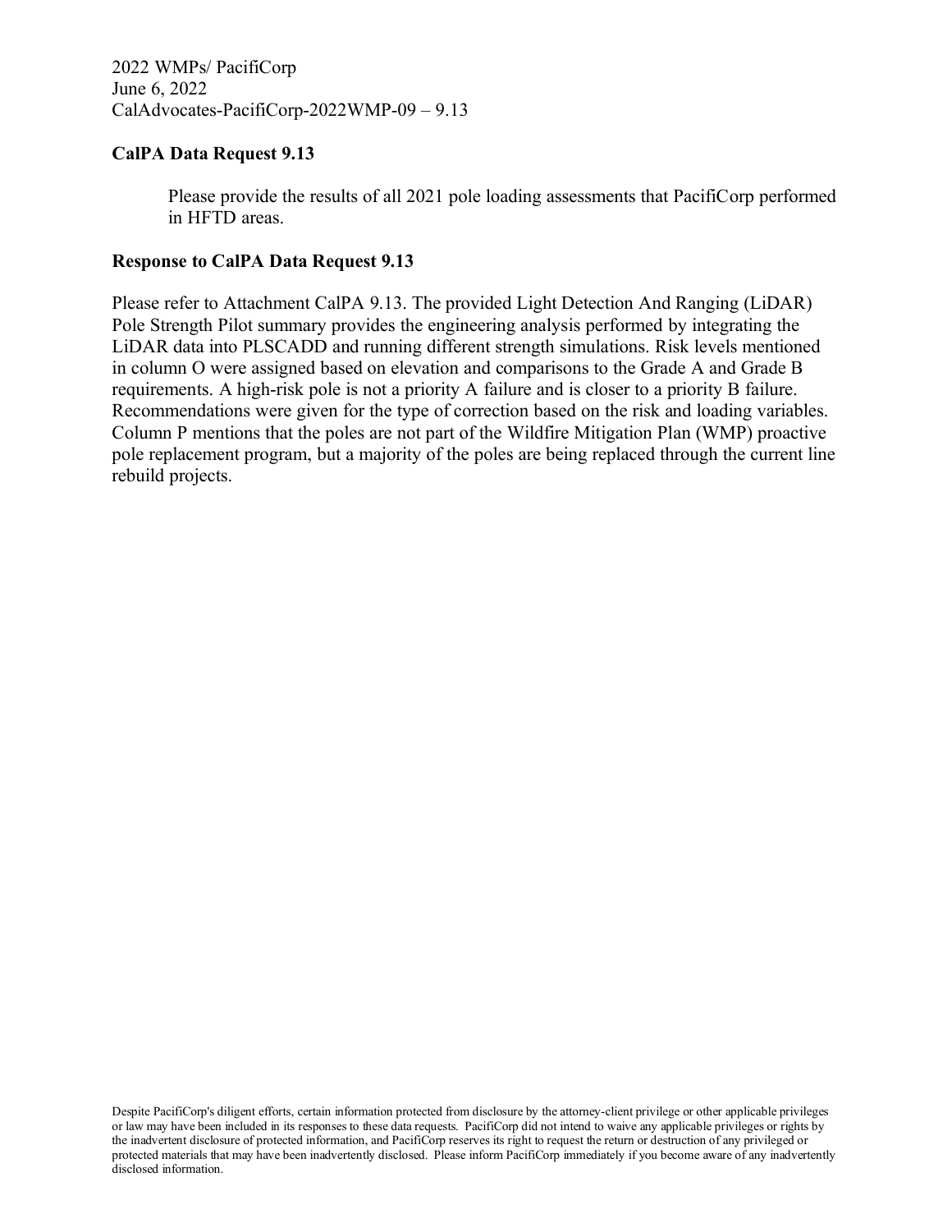2022 WMPs/ PacifiCorp
June 6, 2022
CalAdvocates-PacifiCorp-2022WMP-09 – 9.13

**CalPA Data Request 9.13**

> Please provide the results of all 2021 pole loading assessments that PacifiCorp performed in HFTD areas.

**Response to CalPA Data Request 9.13**

Please refer to Attachment CalPA 9.13. The provided Light Detection And Ranging (LiDAR) Pole Strength Pilot summary provides the engineering analysis performed by integrating the LiDAR data into PLSCADD and running different strength simulations. Risk levels mentioned in column O were assigned based on elevation and comparisons to the Grade A and Grade B requirements. A high-risk pole is not a priority A failure and is closer to a priority B failure. Recommendations were given for the type of correction based on the risk and loading variables. Column P mentions that the poles are not part of the Wildfire Mitigation Plan (WMP) proactive pole replacement program, but a majority of the poles are being replaced through the current line rebuild projects.

Despite PacifiCorp's diligent efforts, certain information protected from disclosure by the attorney-client privilege or other applicable privileges or law may have been included in its responses to these data requests. PacifiCorp did not intend to waive any applicable privileges or rights by the inadvertent disclosure of protected information, and PacifiCorp reserves its right to request the return or destruction of any privileged or protected materials that may have been inadvertently disclosed. Please inform PacifiCorp immediately if you become aware of any inadvertently disclosed information.